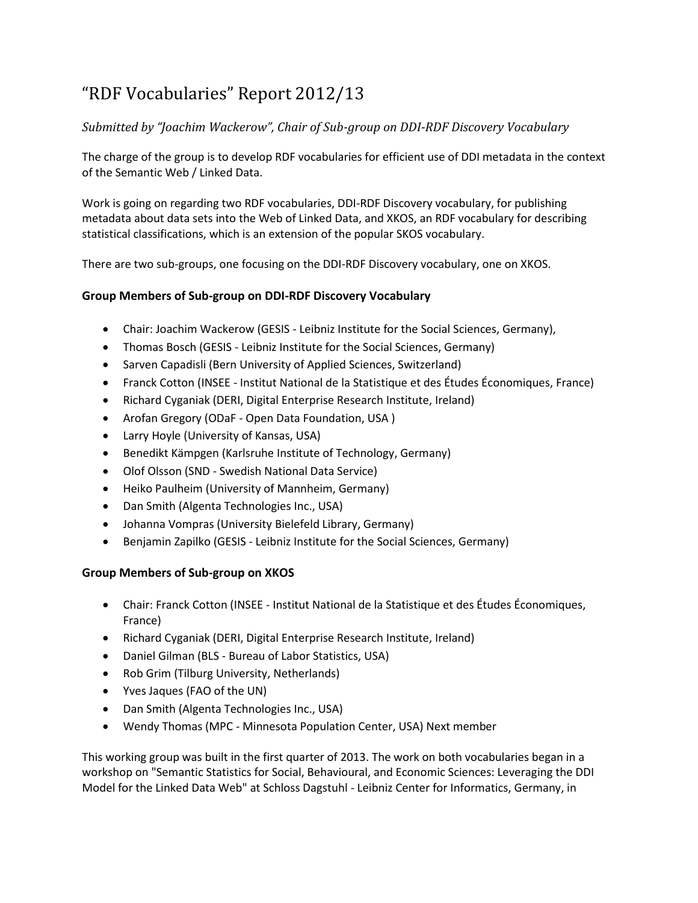# “RDF Vocabularies” Report 2012/13

*Submitted by “Joachim Wackerow”, Chair of Sub-group on DDI-RDF Discovery Vocabulary*

The charge of the group is to develop RDF vocabularies for efficient use of DDI metadata in the context of the Semantic Web / Linked Data.

Work is going on regarding two RDF vocabularies, DDI-RDF Discovery vocabulary, for publishing metadata about data sets into the Web of Linked Data, and XKOS, an RDF vocabulary for describing statistical classifications, which is an extension of the popular SKOS vocabulary.

There are two sub-groups, one focusing on the DDI-RDF Discovery vocabulary, one on XKOS.

**Group Members of Sub-group on DDI-RDF Discovery Vocabulary**

- Chair: Joachim Wackerow (GESIS - Leibniz Institute for the Social Sciences, Germany),
- Thomas Bosch (GESIS - Leibniz Institute for the Social Sciences, Germany)
- Sarven Capadisli (Bern University of Applied Sciences, Switzerland)
- Franck Cotton (INSEE - Institut National de la Statistique et des Études Économiques, France)
- Richard Cyganiak (DERI, Digital Enterprise Research Institute, Ireland)
- Arofan Gregory (ODaF - Open Data Foundation, USA )
- Larry Hoyle (University of Kansas, USA)
- Benedikt Kämpgen (Karlsruhe Institute of Technology, Germany)
- Olof Olsson (SND - Swedish National Data Service)
- Heiko Paulheim (University of Mannheim, Germany)
- Dan Smith (Algenta Technologies Inc., USA)
- Johanna Vompras (University Bielefeld Library, Germany)
- Benjamin Zapilko (GESIS - Leibniz Institute for the Social Sciences, Germany)

**Group Members of Sub-group on XKOS**

- Chair: Franck Cotton (INSEE - Institut National de la Statistique et des Études Économiques, France)
- Richard Cyganiak (DERI, Digital Enterprise Research Institute, Ireland)
- Daniel Gilman (BLS - Bureau of Labor Statistics, USA)
- Rob Grim (Tilburg University, Netherlands)
- Yves Jaques (FAO of the UN)
- Dan Smith (Algenta Technologies Inc., USA)
- Wendy Thomas (MPC - Minnesota Population Center, USA) Next member

This working group was built in the first quarter of 2013. The work on both vocabularies began in a workshop on "Semantic Statistics for Social, Behavioural, and Economic Sciences: Leveraging the DDI Model for the Linked Data Web" at Schloss Dagstuhl - Leibniz Center for Informatics, Germany, in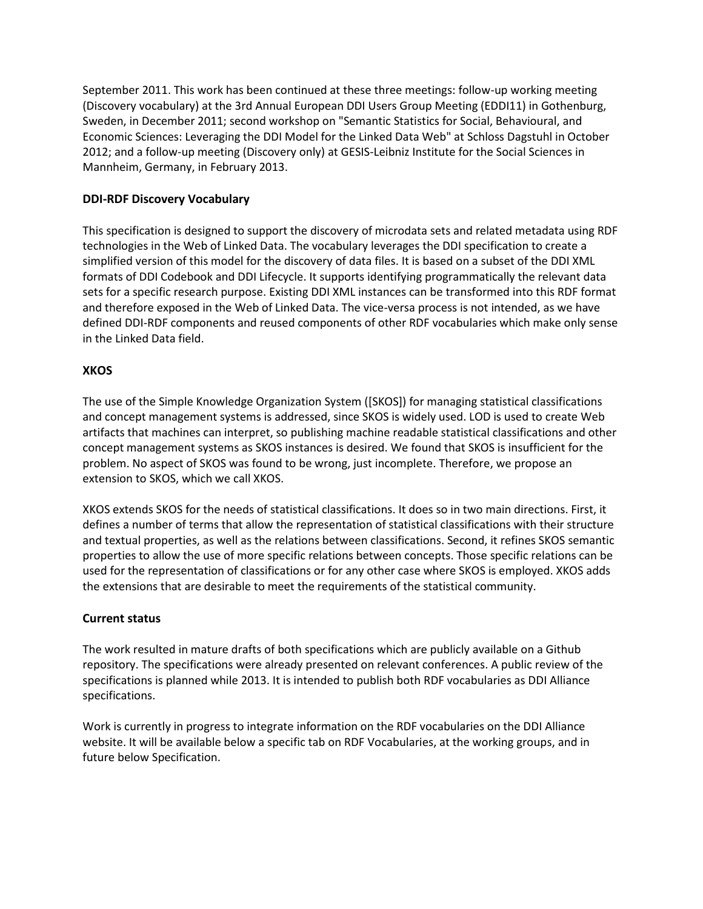September 2011. This work has been continued at these three meetings: follow-up working meeting (Discovery vocabulary) at the 3rd Annual European DDI Users Group Meeting (EDDI11) in Gothenburg, Sweden, in December 2011; second workshop on "Semantic Statistics for Social, Behavioural, and Economic Sciences: Leveraging the DDI Model for the Linked Data Web" at Schloss Dagstuhl in October 2012; and a follow-up meeting (Discovery only) at GESIS-Leibniz Institute for the Social Sciences in Mannheim, Germany, in February 2013.

**DDI-RDF Discovery Vocabulary**

This specification is designed to support the discovery of microdata sets and related metadata using RDF technologies in the Web of Linked Data. The vocabulary leverages the DDI specification to create a simplified version of this model for the discovery of data files. It is based on a subset of the DDI XML formats of DDI Codebook and DDI Lifecycle. It supports identifying programmatically the relevant data sets for a specific research purpose. Existing DDI XML instances can be transformed into this RDF format and therefore exposed in the Web of Linked Data. The vice-versa process is not intended, as we have defined DDI-RDF components and reused components of other RDF vocabularies which make only sense in the Linked Data field.

**XKOS**

The use of the Simple Knowledge Organization System ([SKOS]) for managing statistical classifications and concept management systems is addressed, since SKOS is widely used. LOD is used to create Web artifacts that machines can interpret, so publishing machine readable statistical classifications and other concept management systems as SKOS instances is desired. We found that SKOS is insufficient for the problem. No aspect of SKOS was found to be wrong, just incomplete. Therefore, we propose an extension to SKOS, which we call XKOS.

XKOS extends SKOS for the needs of statistical classifications. It does so in two main directions. First, it defines a number of terms that allow the representation of statistical classifications with their structure and textual properties, as well as the relations between classifications. Second, it refines SKOS semantic properties to allow the use of more specific relations between concepts. Those specific relations can be used for the representation of classifications or for any other case where SKOS is employed. XKOS adds the extensions that are desirable to meet the requirements of the statistical community.

**Current status**

The work resulted in mature drafts of both specifications which are publicly available on a Github repository. The specifications were already presented on relevant conferences. A public review of the specifications is planned while 2013. It is intended to publish both RDF vocabularies as DDI Alliance specifications.

Work is currently in progress to integrate information on the RDF vocabularies on the DDI Alliance website. It will be available below a specific tab on RDF Vocabularies, at the working groups, and in future below Specification.